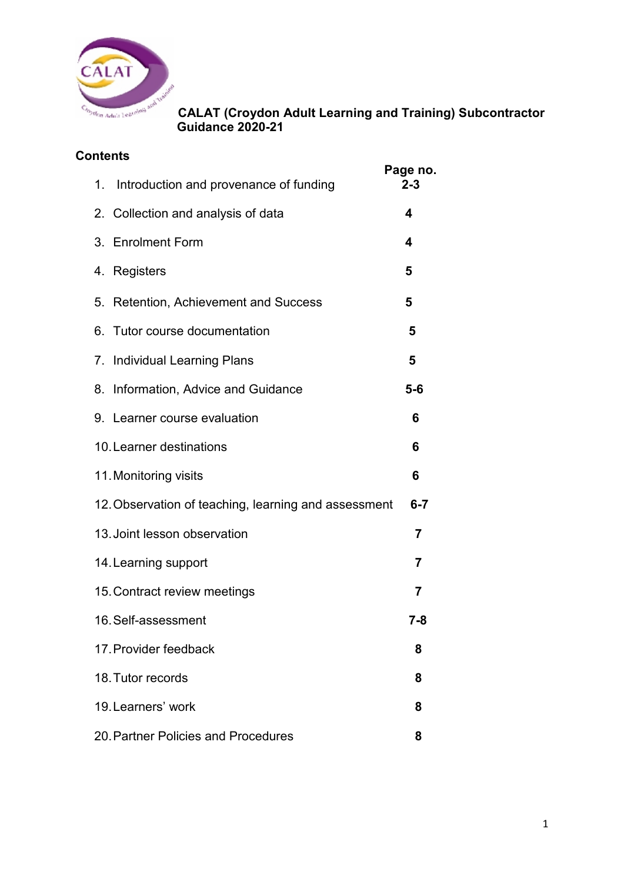# CALAT (Croydon Adult Learning and Training) Subcontractor Guidance 2020-21

## Contents

| | Page no. |
|---|---|
| 1. Introduction and provenance of funding | 2-3 |
| 2. Collection and analysis of data | 4 |
| 3. Enrolment Form | 4 |
| 4. Registers | 5 |
| 5. Retention, Achievement and Success | 5 |
| 6. Tutor course documentation | 5 |
| 7. Individual Learning Plans | 5 |
| 8. Information, Advice and Guidance | 5-6 |
| 9. Learner course evaluation | 6 |
| 10. Learner destinations | 6 |
| 11. Monitoring visits | 6 |
| 12. Observation of teaching, learning and assessment | 6-7 |
| 13. Joint lesson observation | 7 |
| 14. Learning support | 7 |
| 15. Contract review meetings | 7 |
| 16. Self-assessment | 7-8 |
| 17. Provider feedback | 8 |
| 18. Tutor records | 8 |
| 19. Learners' work | 8 |
| 20. Partner Policies and Procedures | 8 |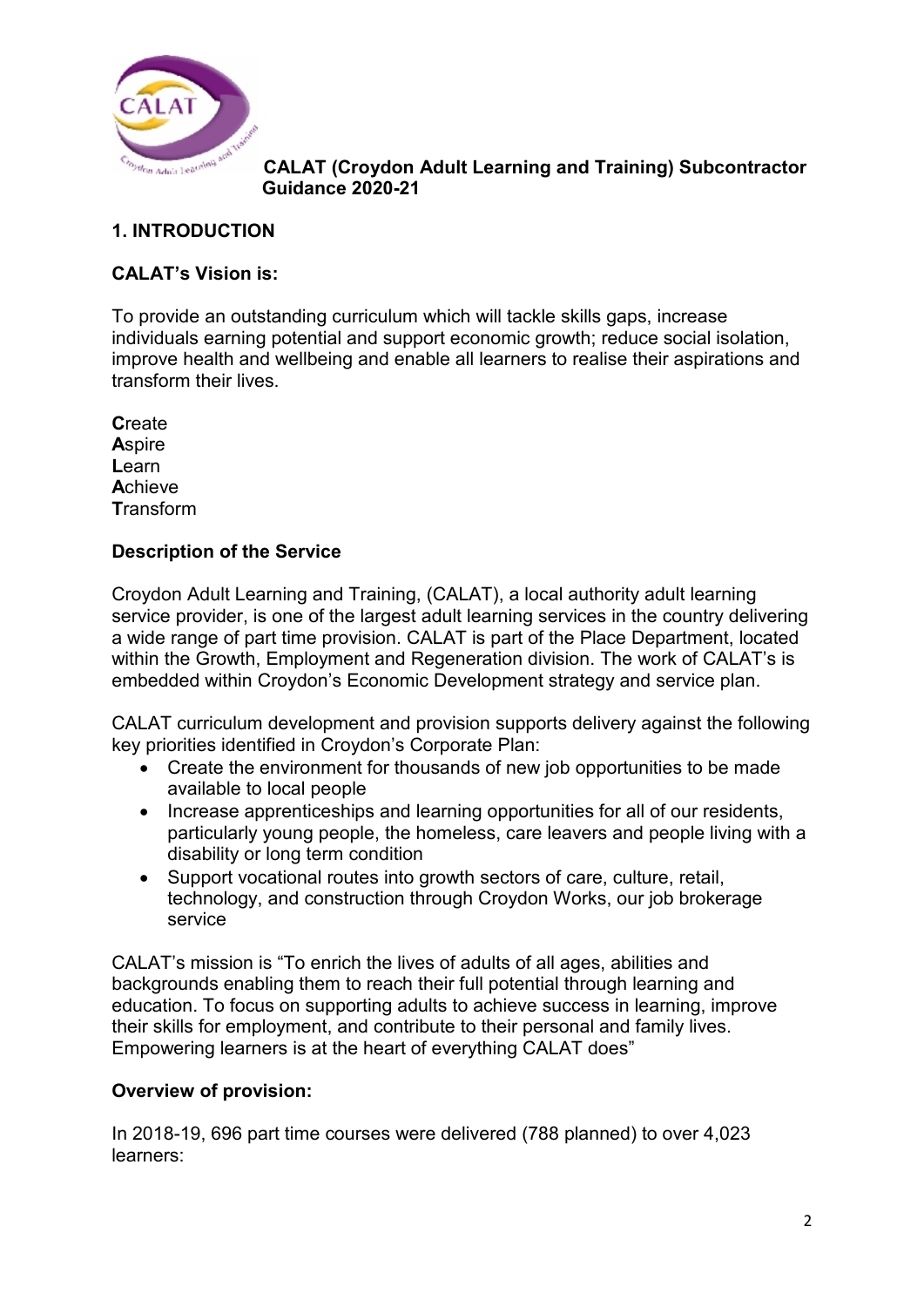**CALAT (Croydon Adult Learning and Training) Subcontractor Guidance 2020-21**

## 1. INTRODUCTION

### CALAT's Vision is:

To provide an outstanding curriculum which will tackle skills gaps, increase individuals earning potential and support economic growth; reduce social isolation, improve health and wellbeing and enable all learners to realise their aspirations and transform their lives.

**C**reate
**A**spire
**L**earn
**A**chieve
**T**ransform

### Description of the Service

Croydon Adult Learning and Training, (CALAT), a local authority adult learning service provider, is one of the largest adult learning services in the country delivering a wide range of part time provision. CALAT is part of the Place Department, located within the Growth, Employment and Regeneration division. The work of CALAT's is embedded within Croydon's Economic Development strategy and service plan.

CALAT curriculum development and provision supports delivery against the following key priorities identified in Croydon's Corporate Plan:

- Create the environment for thousands of new job opportunities to be made available to local people
- Increase apprenticeships and learning opportunities for all of our residents, particularly young people, the homeless, care leavers and people living with a disability or long term condition
- Support vocational routes into growth sectors of care, culture, retail, technology, and construction through Croydon Works, our job brokerage service

CALAT's mission is "To enrich the lives of adults of all ages, abilities and backgrounds enabling them to reach their full potential through learning and education. To focus on supporting adults to achieve success in learning, improve their skills for employment, and contribute to their personal and family lives. Empowering learners is at the heart of everything CALAT does"

### Overview of provision:

In 2018-19, 696 part time courses were delivered (788 planned) to over 4,023 learners: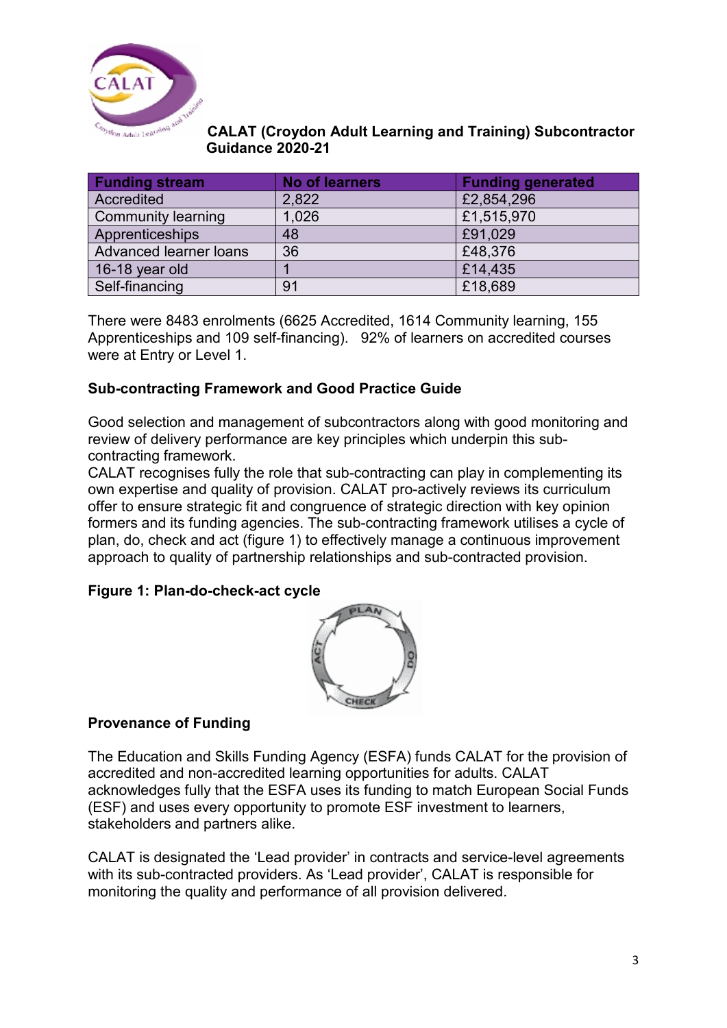# CALAT (Croydon Adult Learning and Training) Subcontractor Guidance 2020-21

| Funding stream | No of learners | Funding generated |
|---|---|---|
| Accredited | 2,822 | £2,854,296 |
| Community learning | 1,026 | £1,515,970 |
| Apprenticeships | 48 | £91,029 |
| Advanced learner loans | 36 | £48,376 |
| 16-18 year old | 1 | £14,435 |
| Self-financing | 91 | £18,689 |

There were 8483 enrolments (6625 Accredited, 1614 Community learning, 155 Apprenticeships and 109 self-financing). 92% of learners on accredited courses were at Entry or Level 1.

### Sub-contracting Framework and Good Practice Guide

Good selection and management of subcontractors along with good monitoring and review of delivery performance are key principles which underpin this sub-contracting framework.

CALAT recognises fully the role that sub-contracting can play in complementing its own expertise and quality of provision. CALAT pro-actively reviews its curriculum offer to ensure strategic fit and congruence of strategic direction with key opinion formers and its funding agencies. The sub-contracting framework utilises a cycle of plan, do, check and act (figure 1) to effectively manage a continuous improvement approach to quality of partnership relationships and sub-contracted provision.

**Figure 1: Plan-do-check-act cycle**

### Provenance of Funding

The Education and Skills Funding Agency (ESFA) funds CALAT for the provision of accredited and non-accredited learning opportunities for adults. CALAT acknowledges fully that the ESFA uses its funding to match European Social Funds (ESF) and uses every opportunity to promote ESF investment to learners, stakeholders and partners alike.

CALAT is designated the 'Lead provider' in contracts and service-level agreements with its sub-contracted providers. As 'Lead provider', CALAT is responsible for monitoring the quality and performance of all provision delivered.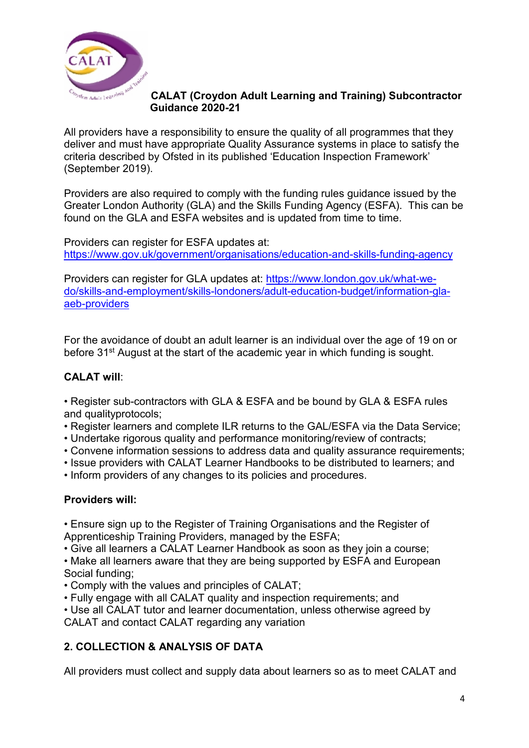**CALAT (Croydon Adult Learning and Training) Subcontractor Guidance 2020-21**

All providers have a responsibility to ensure the quality of all programmes that they deliver and must have appropriate Quality Assurance systems in place to satisfy the criteria described by Ofsted in its published 'Education Inspection Framework' (September 2019).

Providers are also required to comply with the funding rules guidance issued by the Greater London Authority (GLA) and the Skills Funding Agency (ESFA). This can be found on the GLA and ESFA websites and is updated from time to time.

Providers can register for ESFA updates at:
https://www.gov.uk/government/organisations/education-and-skills-funding-agency

Providers can register for GLA updates at: https://www.london.gov.uk/what-we-do/skills-and-employment/skills-londoners/adult-education-budget/information-gla-aeb-providers

For the avoidance of doubt an adult learner is an individual over the age of 19 on or before 31st August at the start of the academic year in which funding is sought.

**CALAT will**:

- Register sub-contractors with GLA & ESFA and be bound by GLA & ESFA rules and qualityprotocols;
- Register learners and complete ILR returns to the GAL/ESFA via the Data Service;
- Undertake rigorous quality and performance monitoring/review of contracts;
- Convene information sessions to address data and quality assurance requirements;
- Issue providers with CALAT Learner Handbooks to be distributed to learners; and
- Inform providers of any changes to its policies and procedures.

**Providers will:**

- Ensure sign up to the Register of Training Organisations and the Register of Apprenticeship Training Providers, managed by the ESFA;
- Give all learners a CALAT Learner Handbook as soon as they join a course;
- Make all learners aware that they are being supported by ESFA and European Social funding;
- Comply with the values and principles of CALAT;
- Fully engage with all CALAT quality and inspection requirements; and
- Use all CALAT tutor and learner documentation, unless otherwise agreed by CALAT and contact CALAT regarding any variation

## 2. COLLECTION & ANALYSIS OF DATA

All providers must collect and supply data about learners so as to meet CALAT and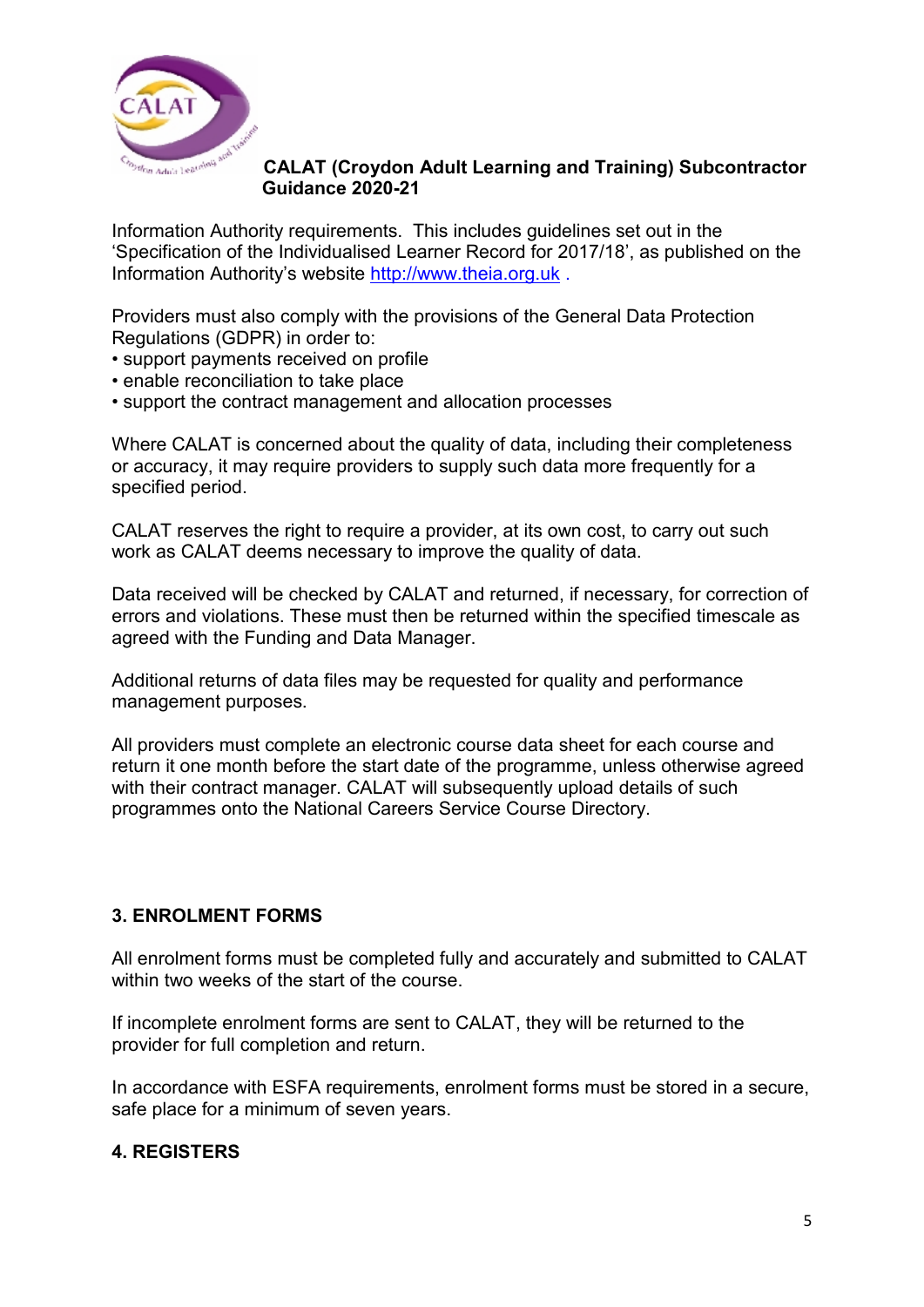Information Authority requirements. This includes guidelines set out in the 'Specification of the Individualised Learner Record for 2017/18', as published on the Information Authority's website [http://www.theia.org.uk](http://www.theia.org.uk) .

Providers must also comply with the provisions of the General Data Protection Regulations (GDPR) in order to:

- support payments received on profile
- enable reconciliation to take place
- support the contract management and allocation processes

Where CALAT is concerned about the quality of data, including their completeness or accuracy, it may require providers to supply such data more frequently for a specified period.

CALAT reserves the right to require a provider, at its own cost, to carry out such work as CALAT deems necessary to improve the quality of data.

Data received will be checked by CALAT and returned, if necessary, for correction of errors and violations. These must then be returned within the specified timescale as agreed with the Funding and Data Manager.

Additional returns of data files may be requested for quality and performance management purposes.

All providers must complete an electronic course data sheet for each course and return it one month before the start date of the programme, unless otherwise agreed with their contract manager. CALAT will subsequently upload details of such programmes onto the National Careers Service Course Directory.

## 3. ENROLMENT FORMS

All enrolment forms must be completed fully and accurately and submitted to CALAT within two weeks of the start of the course.

If incomplete enrolment forms are sent to CALAT, they will be returned to the provider for full completion and return.

In accordance with ESFA requirements, enrolment forms must be stored in a secure, safe place for a minimum of seven years.

## 4. REGISTERS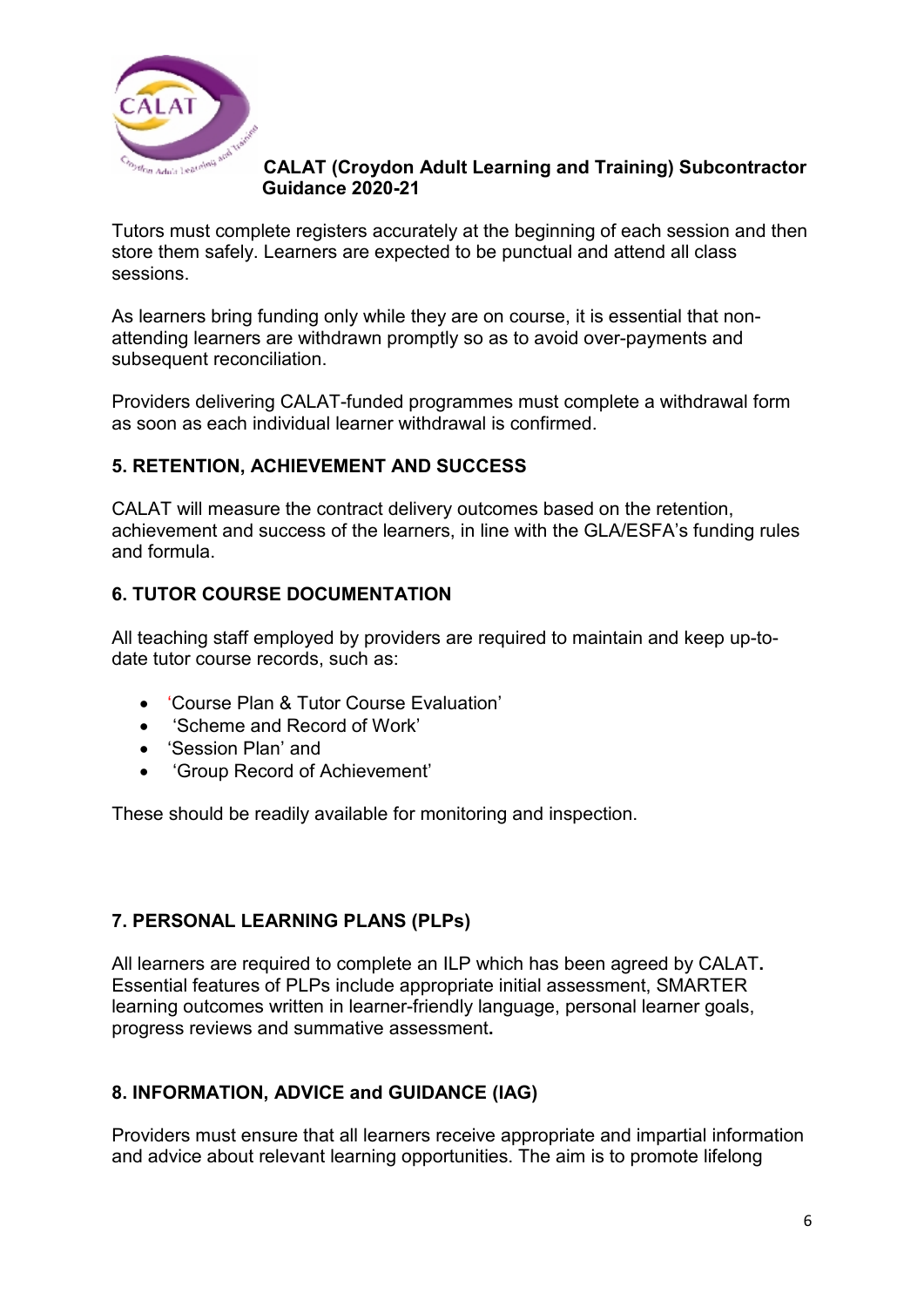Tutors must complete registers accurately at the beginning of each session and then store them safely. Learners are expected to be punctual and attend all class sessions.

As learners bring funding only while they are on course, it is essential that non-attending learners are withdrawn promptly so as to avoid over-payments and subsequent reconciliation.

Providers delivering CALAT-funded programmes must complete a withdrawal form as soon as each individual learner withdrawal is confirmed.

## 5. RETENTION, ACHIEVEMENT AND SUCCESS

CALAT will measure the contract delivery outcomes based on the retention, achievement and success of the learners, in line with the GLA/ESFA's funding rules and formula.

## 6. TUTOR COURSE DOCUMENTATION

All teaching staff employed by providers are required to maintain and keep up-to-date tutor course records, such as:

- 'Course Plan & Tutor Course Evaluation'
- 'Scheme and Record of Work'
- 'Session Plan' and
- 'Group Record of Achievement'

These should be readily available for monitoring and inspection.

## 7. PERSONAL LEARNING PLANS (PLPs)

All learners are required to complete an ILP which has been agreed by CALAT**.** Essential features of PLPs include appropriate initial assessment, SMARTER learning outcomes written in learner-friendly language, personal learner goals, progress reviews and summative assessment**.**

## 8. INFORMATION, ADVICE and GUIDANCE (IAG)

Providers must ensure that all learners receive appropriate and impartial information and advice about relevant learning opportunities. The aim is to promote lifelong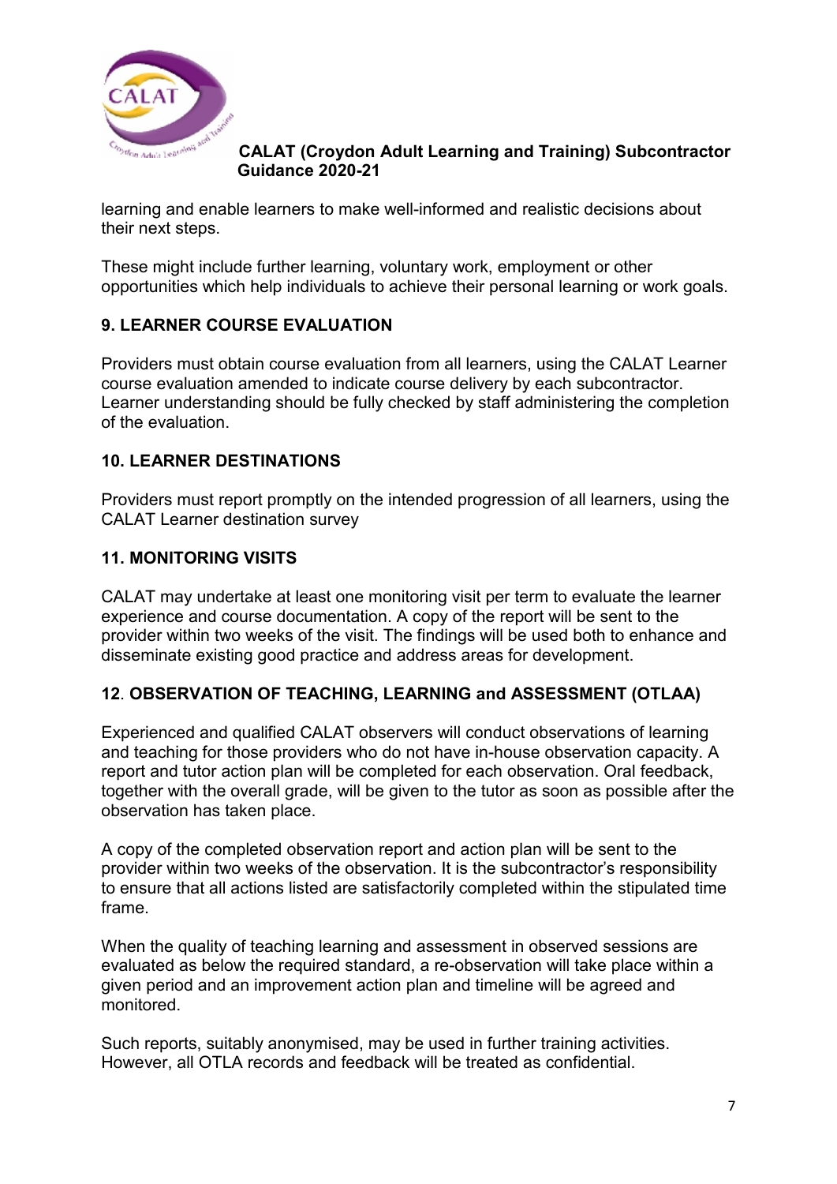learning and enable learners to make well-informed and realistic decisions about their next steps.

These might include further learning, voluntary work, employment or other opportunities which help individuals to achieve their personal learning or work goals.

## 9. LEARNER COURSE EVALUATION

Providers must obtain course evaluation from all learners, using the CALAT Learner course evaluation amended to indicate course delivery by each subcontractor. Learner understanding should be fully checked by staff administering the completion of the evaluation.

## 10. LEARNER DESTINATIONS

Providers must report promptly on the intended progression of all learners, using the CALAT Learner destination survey

## 11. MONITORING VISITS

CALAT may undertake at least one monitoring visit per term to evaluate the learner experience and course documentation. A copy of the report will be sent to the provider within two weeks of the visit. The findings will be used both to enhance and disseminate existing good practice and address areas for development.

## 12. OBSERVATION OF TEACHING, LEARNING and ASSESSMENT (OTLAA)

Experienced and qualified CALAT observers will conduct observations of learning and teaching for those providers who do not have in-house observation capacity. A report and tutor action plan will be completed for each observation. Oral feedback, together with the overall grade, will be given to the tutor as soon as possible after the observation has taken place.

A copy of the completed observation report and action plan will be sent to the provider within two weeks of the observation. It is the subcontractor's responsibility to ensure that all actions listed are satisfactorily completed within the stipulated time frame.

When the quality of teaching learning and assessment in observed sessions are evaluated as below the required standard, a re-observation will take place within a given period and an improvement action plan and timeline will be agreed and monitored.

Such reports, suitably anonymised, may be used in further training activities. However, all OTLA records and feedback will be treated as confidential.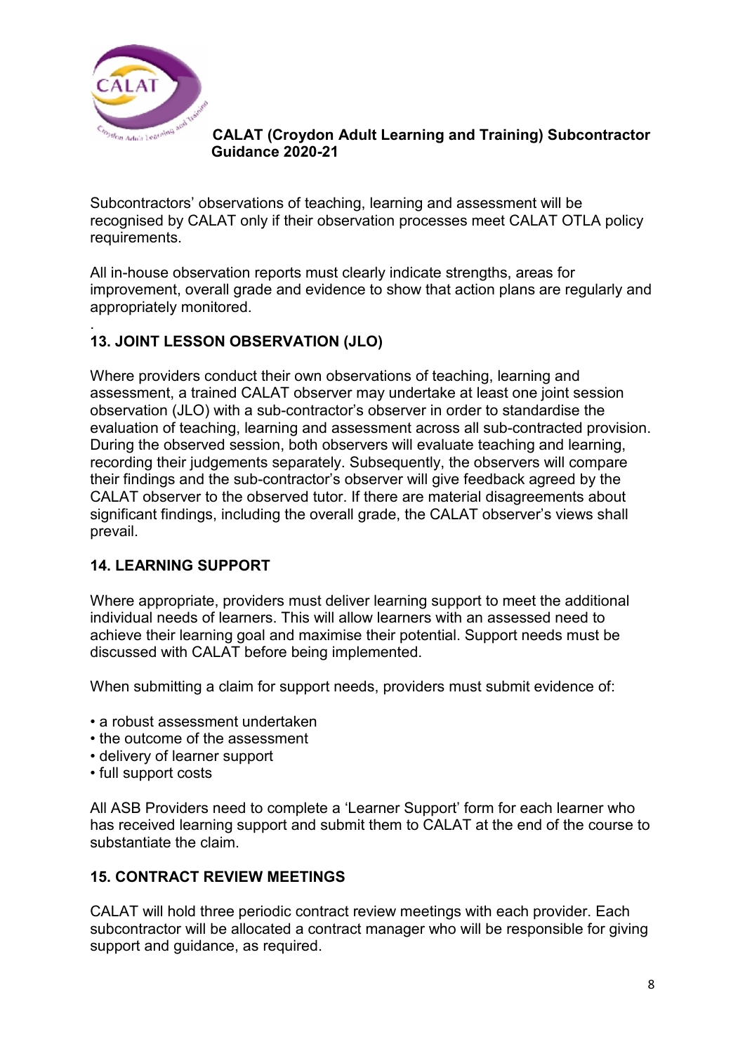Subcontractors' observations of teaching, learning and assessment will be recognised by CALAT only if their observation processes meet CALAT OTLA policy requirements.

All in-house observation reports must clearly indicate strengths, areas for improvement, overall grade and evidence to show that action plans are regularly and appropriately monitored.

.

## 13. JOINT LESSON OBSERVATION (JLO)

Where providers conduct their own observations of teaching, learning and assessment, a trained CALAT observer may undertake at least one joint session observation (JLO) with a sub-contractor's observer in order to standardise the evaluation of teaching, learning and assessment across all sub-contracted provision. During the observed session, both observers will evaluate teaching and learning, recording their judgements separately. Subsequently, the observers will compare their findings and the sub-contractor's observer will give feedback agreed by the CALAT observer to the observed tutor. If there are material disagreements about significant findings, including the overall grade, the CALAT observer's views shall prevail.

## 14. LEARNING SUPPORT

Where appropriate, providers must deliver learning support to meet the additional individual needs of learners. This will allow learners with an assessed need to achieve their learning goal and maximise their potential. Support needs must be discussed with CALAT before being implemented.

When submitting a claim for support needs, providers must submit evidence of:

- a robust assessment undertaken
- the outcome of the assessment
- delivery of learner support
- full support costs

All ASB Providers need to complete a 'Learner Support' form for each learner who has received learning support and submit them to CALAT at the end of the course to substantiate the claim.

## 15. CONTRACT REVIEW MEETINGS

CALAT will hold three periodic contract review meetings with each provider. Each subcontractor will be allocated a contract manager who will be responsible for giving support and guidance, as required.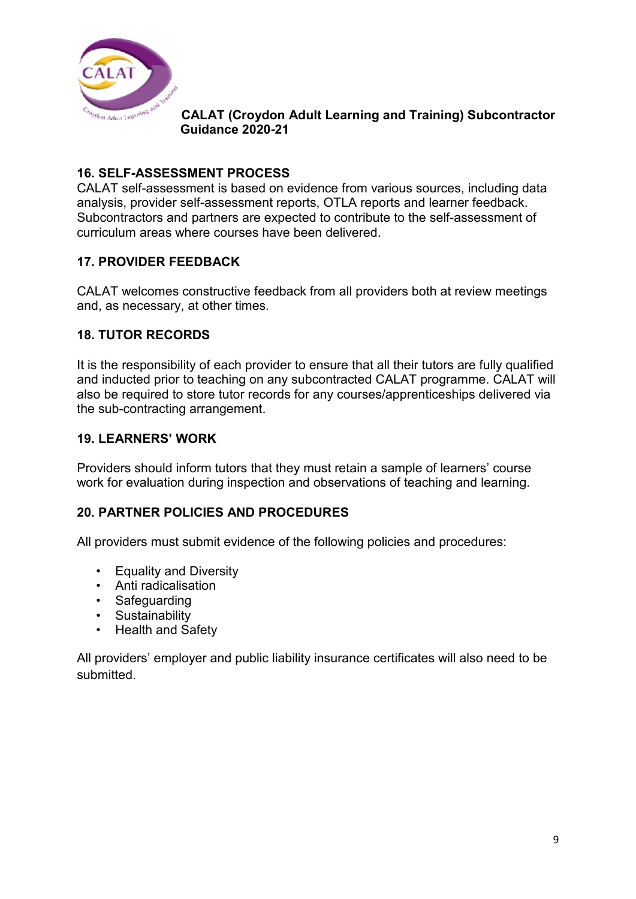## 16. SELF-ASSESSMENT PROCESS

CALAT self-assessment is based on evidence from various sources, including data analysis, provider self-assessment reports, OTLA reports and learner feedback. Subcontractors and partners are expected to contribute to the self-assessment of curriculum areas where courses have been delivered.

## 17. PROVIDER FEEDBACK

CALAT welcomes constructive feedback from all providers both at review meetings and, as necessary, at other times.

## 18. TUTOR RECORDS

It is the responsibility of each provider to ensure that all their tutors are fully qualified and inducted prior to teaching on any subcontracted CALAT programme. CALAT will also be required to store tutor records for any courses/apprenticeships delivered via the sub-contracting arrangement.

## 19. LEARNERS' WORK

Providers should inform tutors that they must retain a sample of learners' course work for evaluation during inspection and observations of teaching and learning.

## 20. PARTNER POLICIES AND PROCEDURES

All providers must submit evidence of the following policies and procedures:

- Equality and Diversity
- Anti radicalisation
- Safeguarding
- Sustainability
- Health and Safety

All providers' employer and public liability insurance certificates will also need to be submitted.